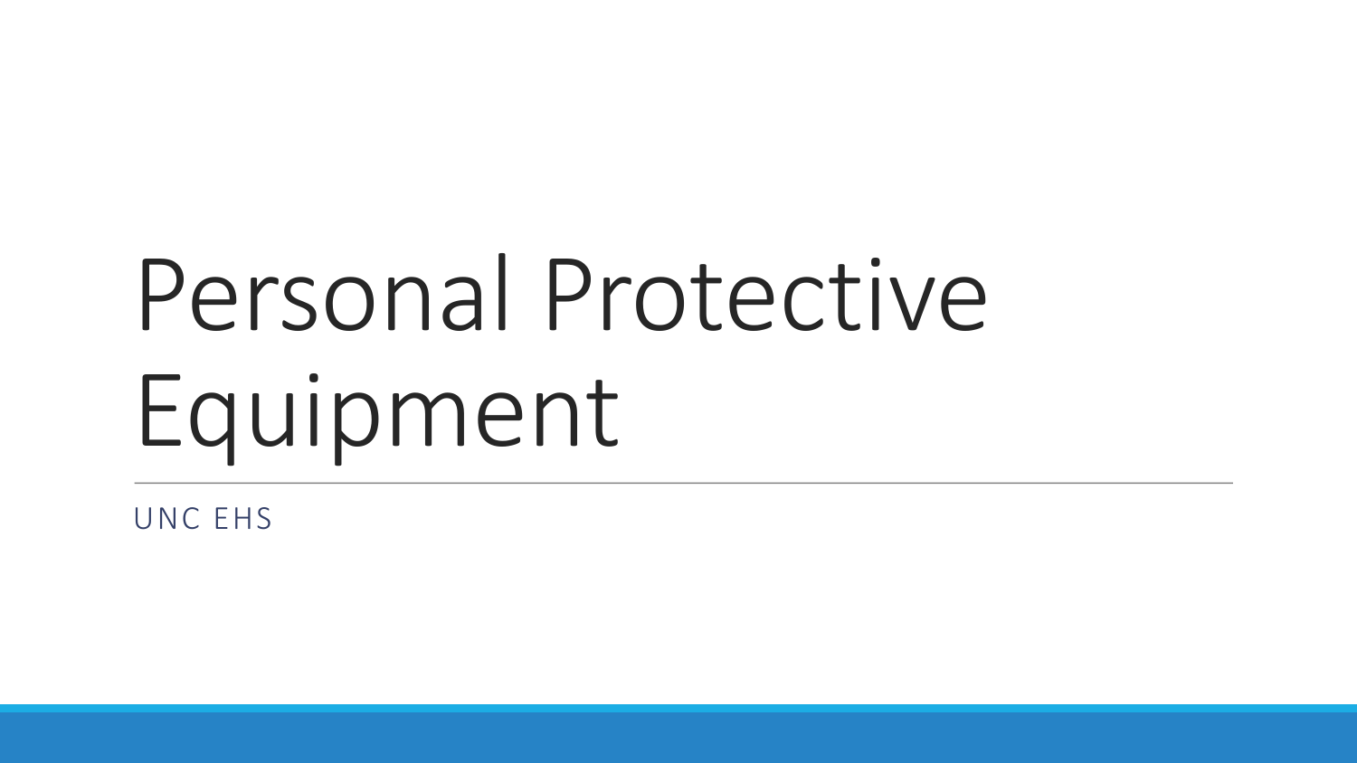# Personal Protective Equipment

UNC EHS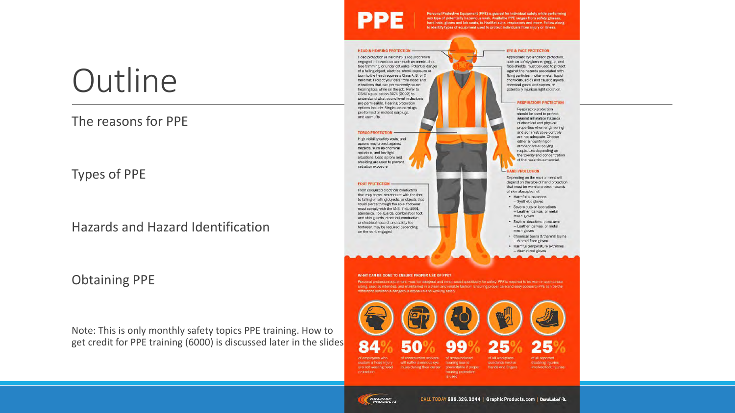# Outline

The reasons for PPE

Types of PPE

Hazards and Hazard Identification

Obtaining PPE

Note: This is only monthly safety topics PPE training. How to get credit for PPE training (6000) is discussed later in the slides

# PPE

Personal Protective Equipment (PPE) is geared for individual safety while performing any type of potentially hazardous work. Available PPE ranges from safety glasses, hard hats, gloves and lab coats, to HazMat suits, respirators and more. Follow along to identify types of equipment used to protect individuals from injury or illness.

**HEAD & HEARING PROTECTION**

Head protection (a hard hat) is required when engaged in hazardous work such as construction, tree trimming, or under catwalks. Potential danger of a falling object, electrical shock exposure or burn to the head requires a Class A, B, or C hard hat. Protect your ears from noise and vibrations that can permanently cause hearing loss while on the job. Refer to OSHA's publication 3074 (2002) to understand what sound level in decibels are permissible. Hearing protection options include: Single-use earplugs, pre-formed or molded earplugs, and earmuffs.

**TORSO PROTECTION**

High visibility safety vests, and aprons may protect against hazards, such as chemical splashes, and low-light situations. Lead aprons and shielding are used to prevent radiation exposure.

**FOOT PROTECTION**

From energized electrical conductors that may come into contact with the feet, to falling or rolling objects, or objects that could pierce through the sole; footwear must comply with the ANSI Z 41-1991 standards. Toe guards, combination foot and shin guards, electrical conductive, or electrical hazard, and safety-toe footwear, may be required depending on the work engaged.

**EYE & FACE PROTECTION**

Appropriate eye and face protection, such as safety glasses, goggles, and face shields, must be used to protect against the hazards associated with flying particles, molten metal, liquid chemicals, acids and caustic liquids, chemical gases and vapors, or potentially injurious light radiation.

**RESPIRATORY PROTECTION**

Respiratory protection should be used to protect against inhalation hazards of chemical and physical properties when engineering and administrative controls are not adequate. Choose either air-purifying or atmosphere-supplying respirators depending on the toxicity and concentration of the hazardous material.

**HAND PROTECTION**

Depending on the environment will depend on the type of hand protection that must be worn to protect hazards of skin absorption of:

- Harmful substances – Synthetic gloves
- Severe cuts or lacerations – Leather, canvas, or metal mesh gloves
- Severe abrasions, punctures – Leather, canvas, or metal mesh gloves
- Chemical burns & thermal burns – Aramid fiber gloves
- Harmful temperature extremes – Aluminized gloves

**WHAT CAN BE DONE TO ENSURE PROPER USE OF PPE?**

Personal protection equipment must be designed and constructed specifically for safety. PPE is required to be worn in appropriate sizing, used as intended, and maintained in a clean and reliable fashion. Ensuring proper care and easy access to PPE can be the difference between a dangerous exposure and working safely.

**84%** of employees who sustain a head injury are not wearing head protection

**50%** of construction workers will suffer a serious eye injury during their career

**99%** of noise-induced hearing loss is preventable if proper hearing protection is used

**25%** of all workplace accidents involve hands and fingers

**25%** of all reported disabling injuries involved foot injuries

GRAPHIC PRODUCTS — CALL TODAY 888.326.9244 | GraphicProducts.com | DuraLabel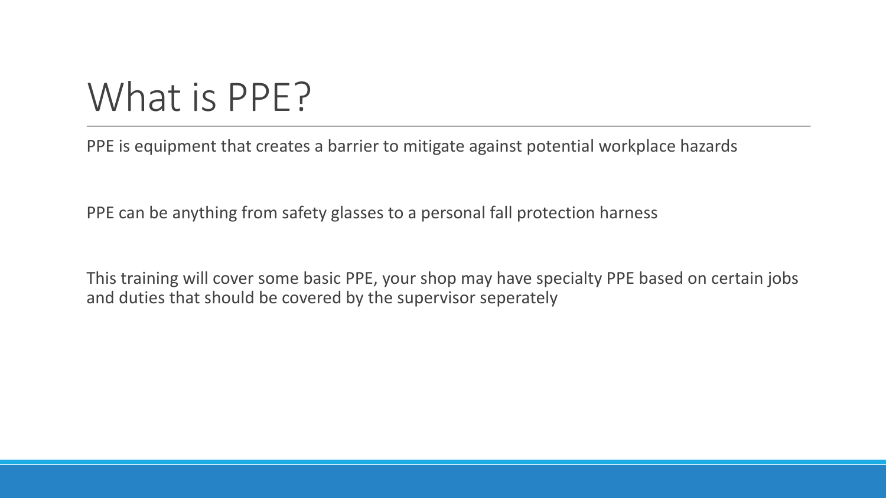# What is PPE?

PPE is equipment that creates a barrier to mitigate against potential workplace hazards

PPE can be anything from safety glasses to a personal fall protection harness

This training will cover some basic PPE, your shop may have specialty PPE based on certain jobs and duties that should be covered by the supervisor seperately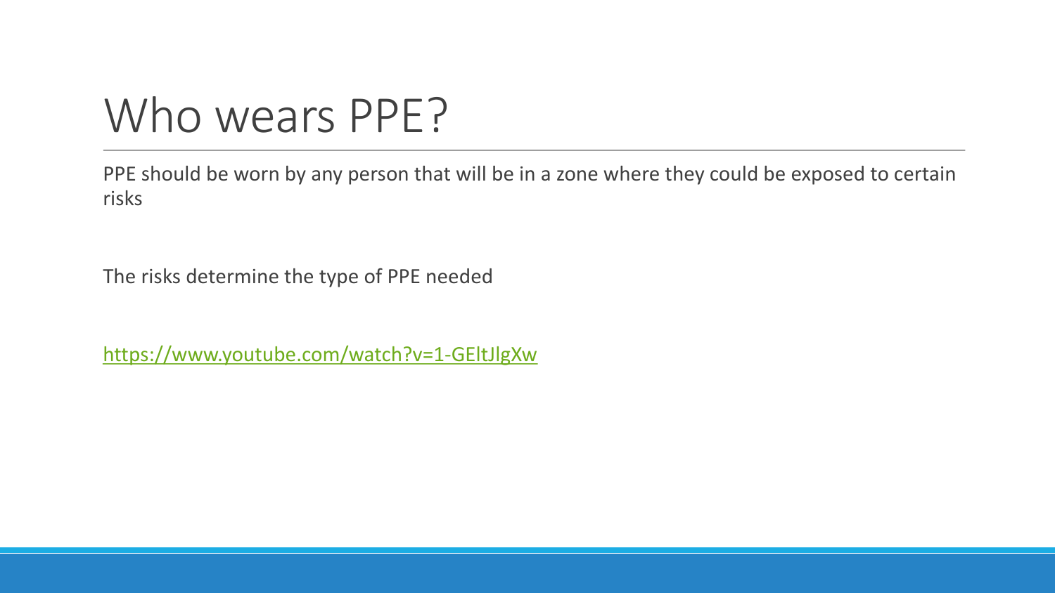# Who wears PPE?

PPE should be worn by any person that will be in a zone where they could be exposed to certain risks

The risks determine the type of PPE needed

https://www.youtube.com/watch?v=1-GEltJlgXw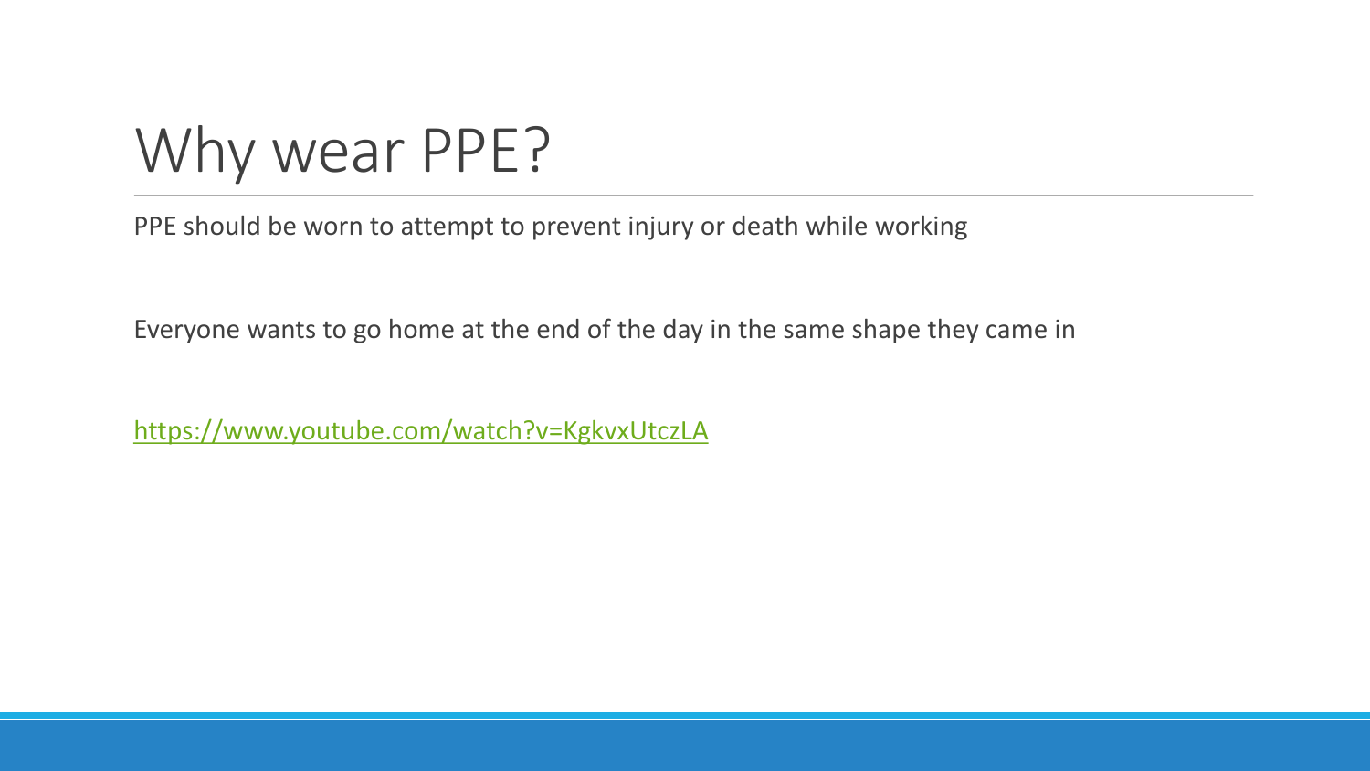# Why wear PPE?

PPE should be worn to attempt to prevent injury or death while working

Everyone wants to go home at the end of the day in the same shape they came in

https://www.youtube.com/watch?v=KgkvxUtczLA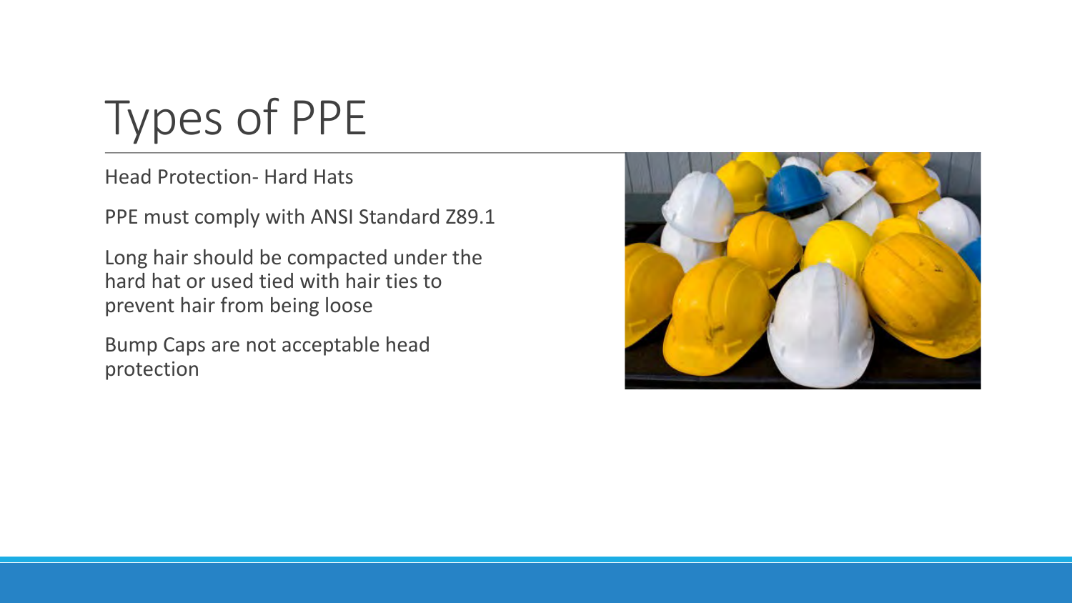# Types of PPE

Head Protection- Hard Hats

PPE must comply with ANSI Standard Z89.1

Long hair should be compacted under the hard hat or used tied with hair ties to prevent hair from being loose

Bump Caps are not acceptable head protection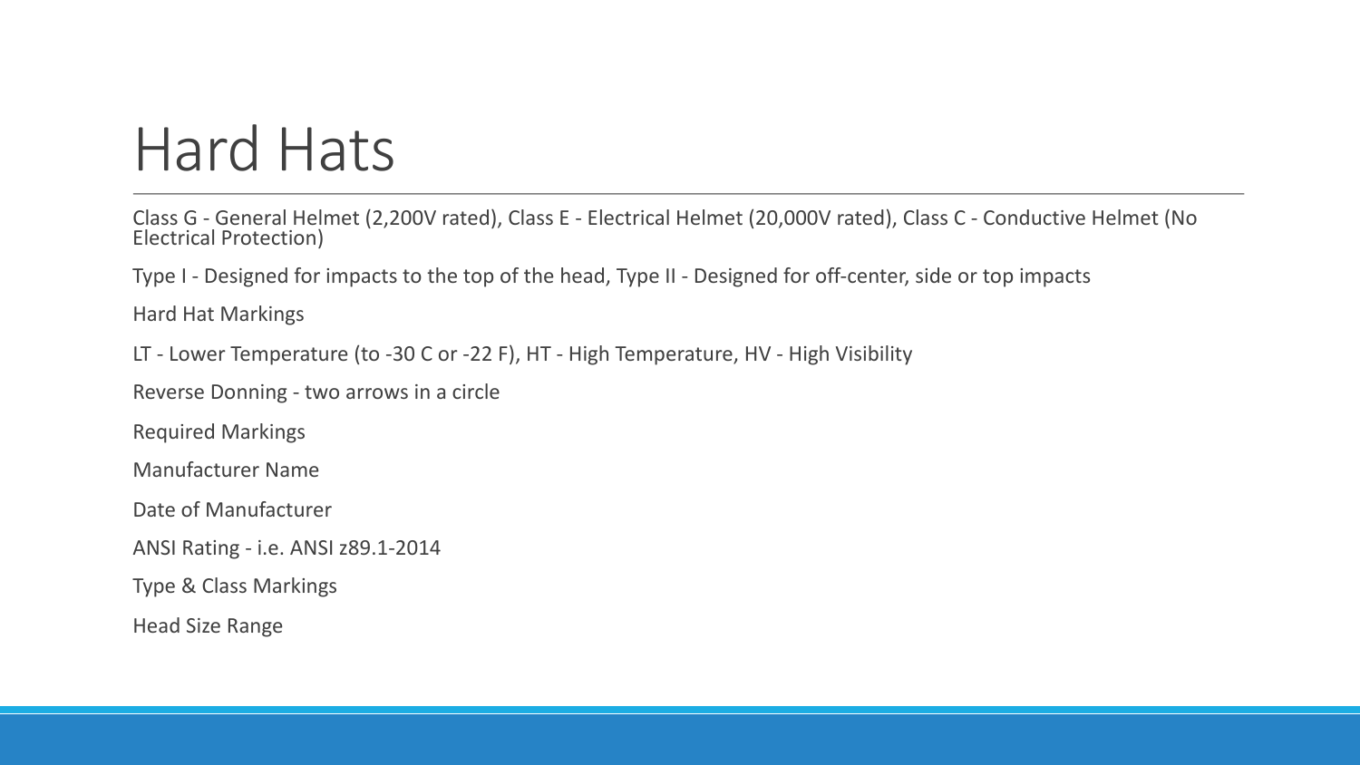# Hard Hats

Class G - General Helmet (2,200V rated), Class E - Electrical Helmet (20,000V rated), Class C - Conductive Helmet (No Electrical Protection)

Type I - Designed for impacts to the top of the head, Type II - Designed for off-center, side or top impacts

Hard Hat Markings

LT - Lower Temperature (to -30 C or -22 F), HT - High Temperature, HV - High Visibility

Reverse Donning - two arrows in a circle

Required Markings

Manufacturer Name

Date of Manufacturer

ANSI Rating - i.e. ANSI z89.1-2014

Type & Class Markings

Head Size Range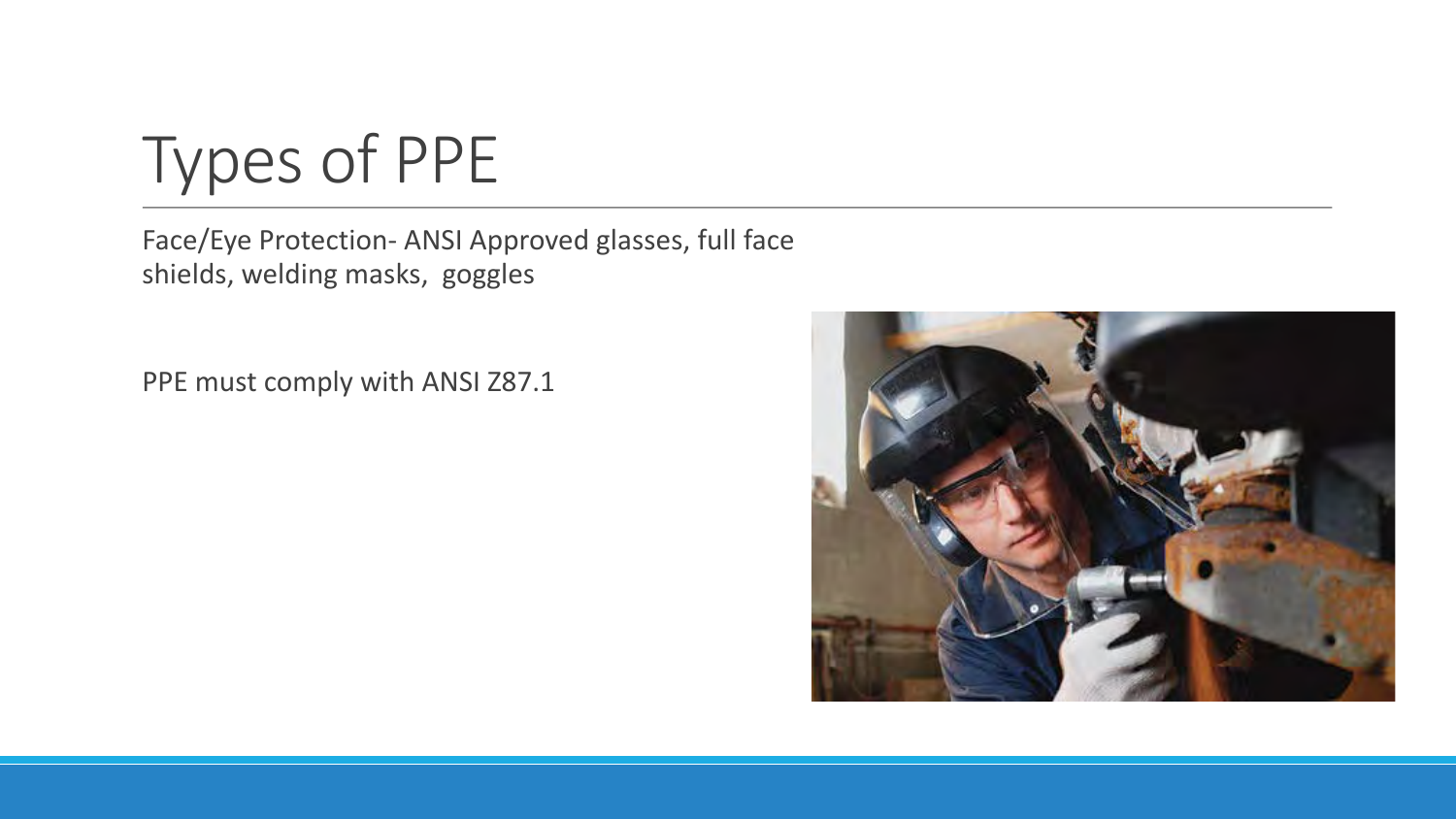# Types of PPE

Face/Eye Protection- ANSI Approved glasses, full face shields, welding masks, goggles

PPE must comply with ANSI Z87.1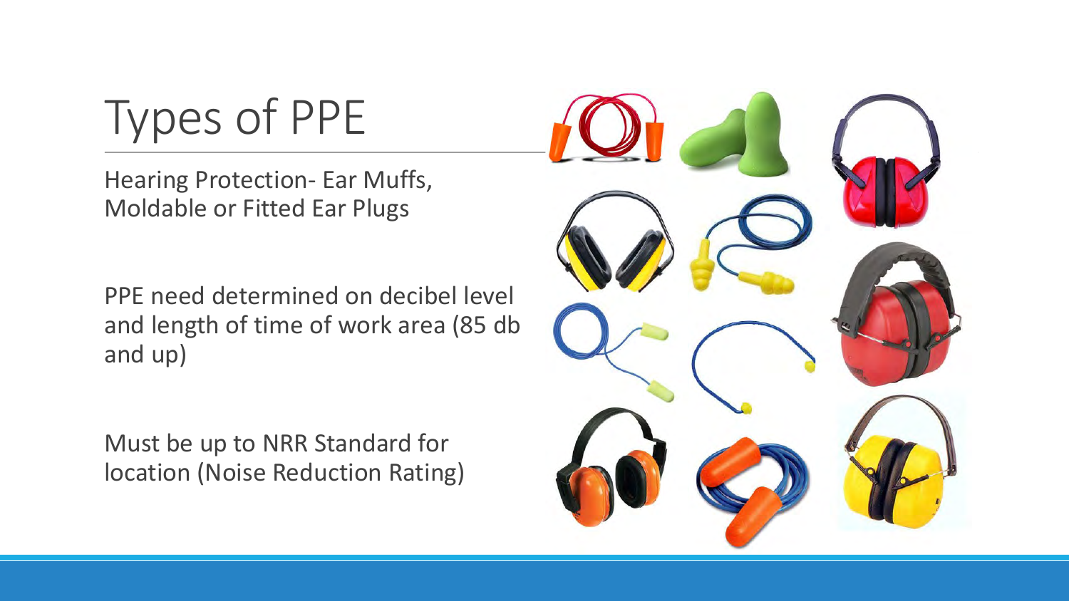# Types of PPE

Hearing Protection- Ear Muffs, Moldable or Fitted Ear Plugs

PPE need determined on decibel level and length of time of work area (85 db and up)

Must be up to NRR Standard for location (Noise Reduction Rating)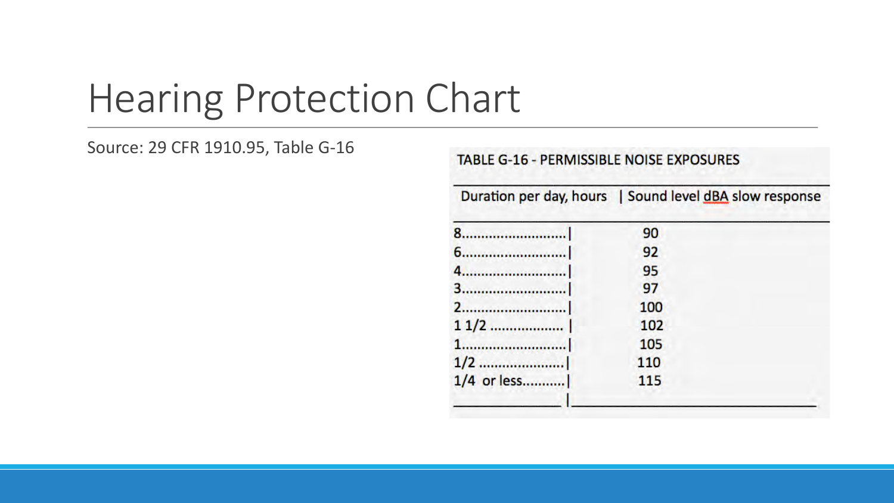# Hearing Protection Chart

Source: 29 CFR 1910.95, Table G-16

TABLE G-16 - PERMISSIBLE NOISE EXPOSURES

| Duration per day, hours | Sound level dBA slow response |
|---|---|
| 8 | 90 |
| 6 | 92 |
| 4 | 95 |
| 3 | 97 |
| 2 | 100 |
| 1 1/2 | 102 |
| 1 | 105 |
| 1/2 | 110 |
| 1/4 or less | 115 |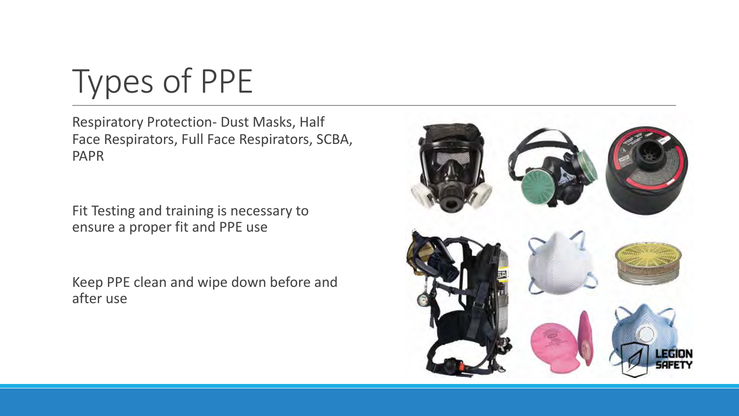# Types of PPE

Respiratory Protection- Dust Masks, Half Face Respirators, Full Face Respirators, SCBA, PAPR

Fit Testing and training is necessary to ensure a proper fit and PPE use

Keep PPE clean and wipe down before and after use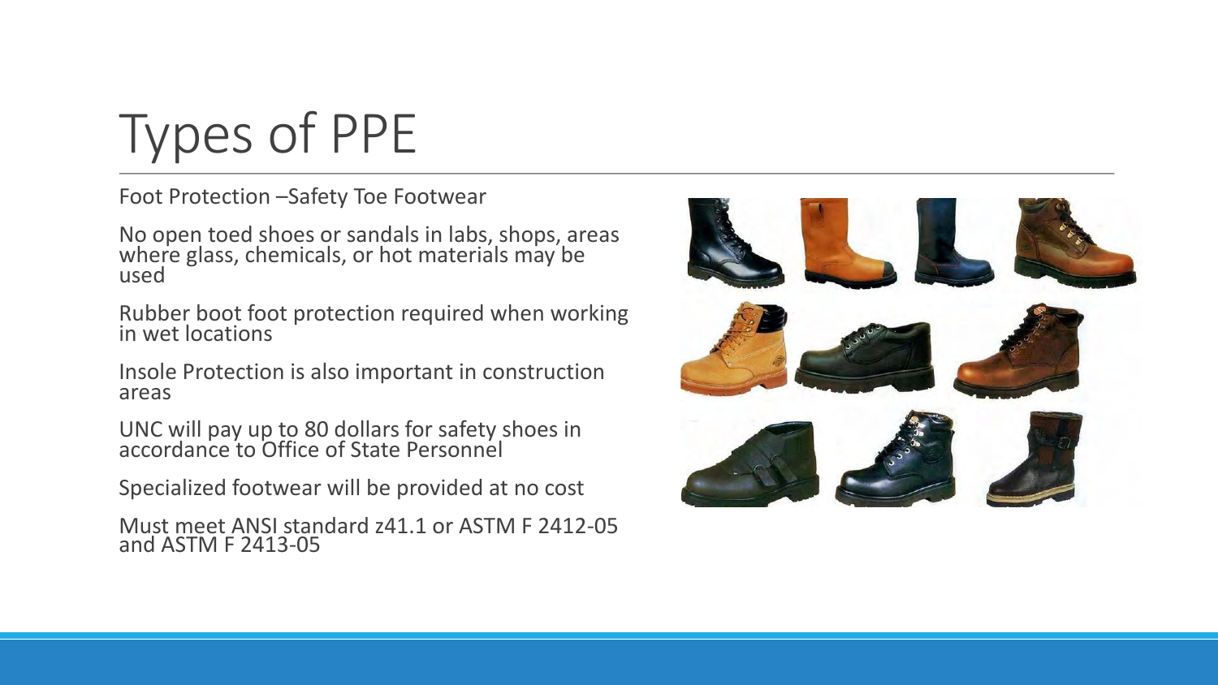# Types of PPE

Foot Protection –Safety Toe Footwear

No open toed shoes or sandals in labs, shops, areas where glass, chemicals, or hot materials may be used

Rubber boot foot protection required when working in wet locations

Insole Protection is also important in construction areas

UNC will pay up to 80 dollars for safety shoes in accordance to Office of State Personnel

Specialized footwear will be provided at no cost

Must meet ANSI standard z41.1 or ASTM F 2412-05 and ASTM F 2413-05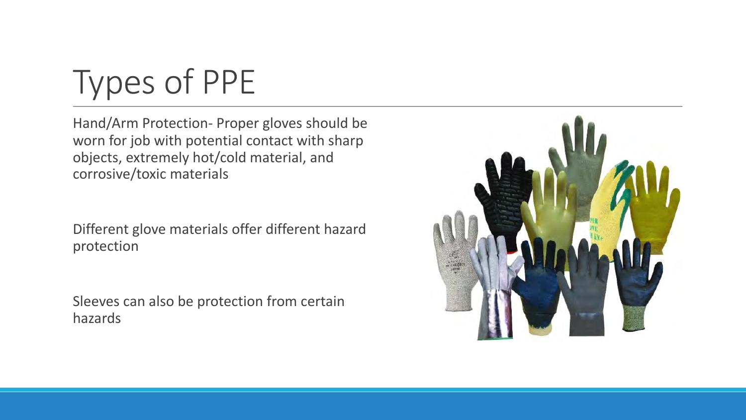# Types of PPE

Hand/Arm Protection- Proper gloves should be worn for job with potential contact with sharp objects, extremely hot/cold material, and corrosive/toxic materials

Different glove materials offer different hazard protection

Sleeves can also be protection from certain hazards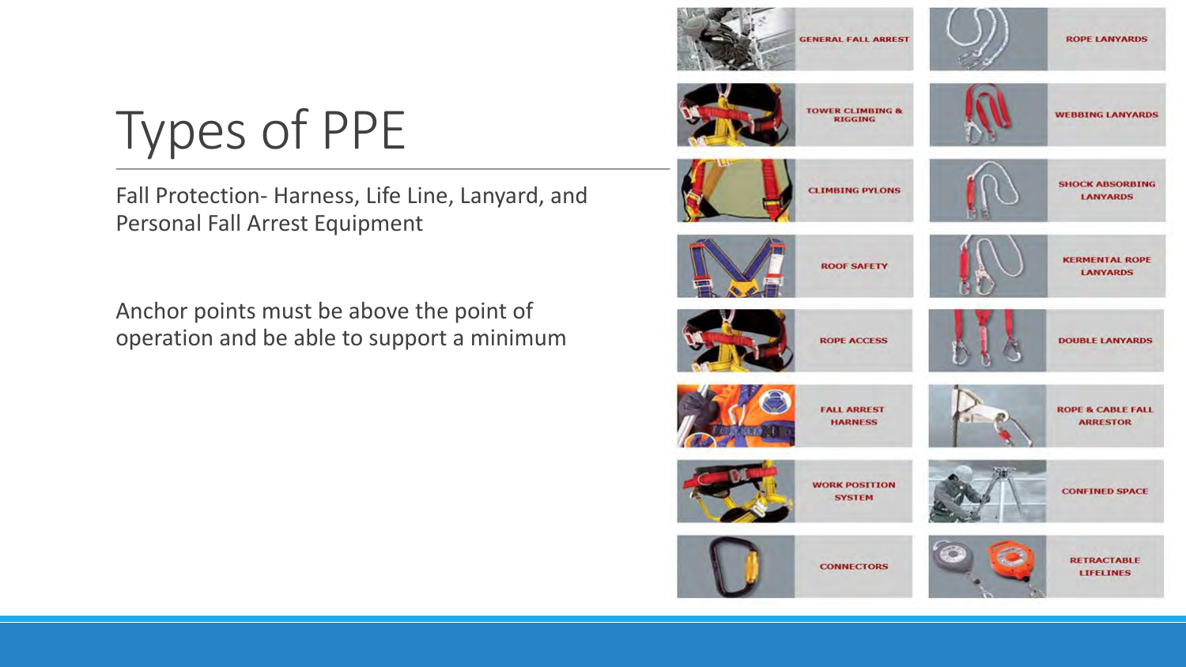# Types of PPE

Fall Protection- Harness, Life Line, Lanyard, and Personal Fall Arrest Equipment

Anchor points must be above the point of operation and be able to support a minimum

GENERAL FALL ARREST

ROPE LANYARDS

TOWER CLIMBING & RIGGING

WEBBING LANYARDS

CLIMBING PYLONS

SHOCK ABSORBING LANYARDS

ROOF SAFETY

KERMENTAL ROPE LANYARDS

ROPE ACCESS

DOUBLE LANYARDS

FALL ARREST HARNESS

ROPE & CABLE FALL ARRESTOR

WORK POSITION SYSTEM

CONFINED SPACE

CONNECTORS

RETRACTABLE LIFELINES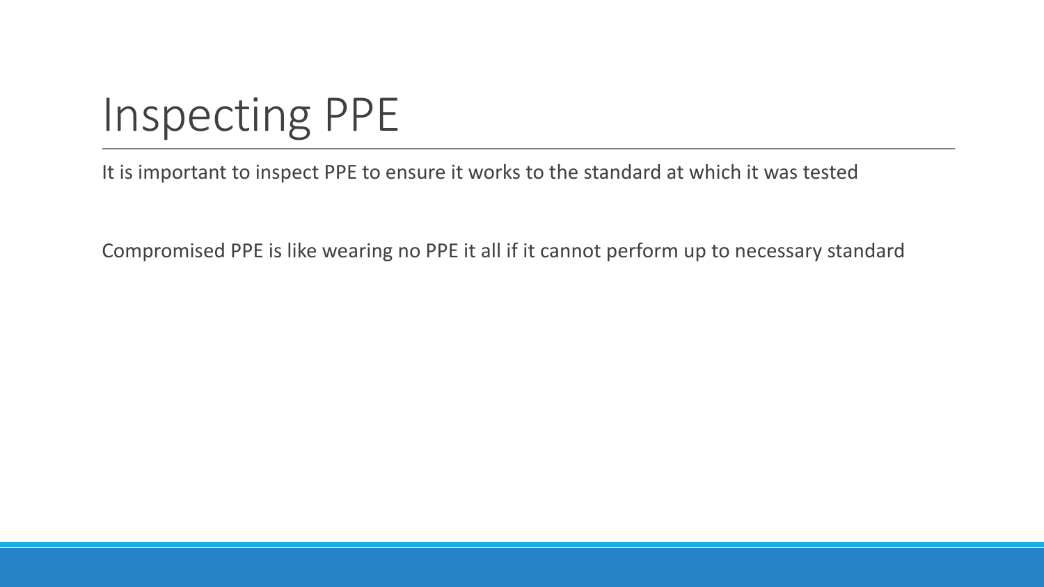# Inspecting PPE

It is important to inspect PPE to ensure it works to the standard at which it was tested

Compromised PPE is like wearing no PPE it all if it cannot perform up to necessary standard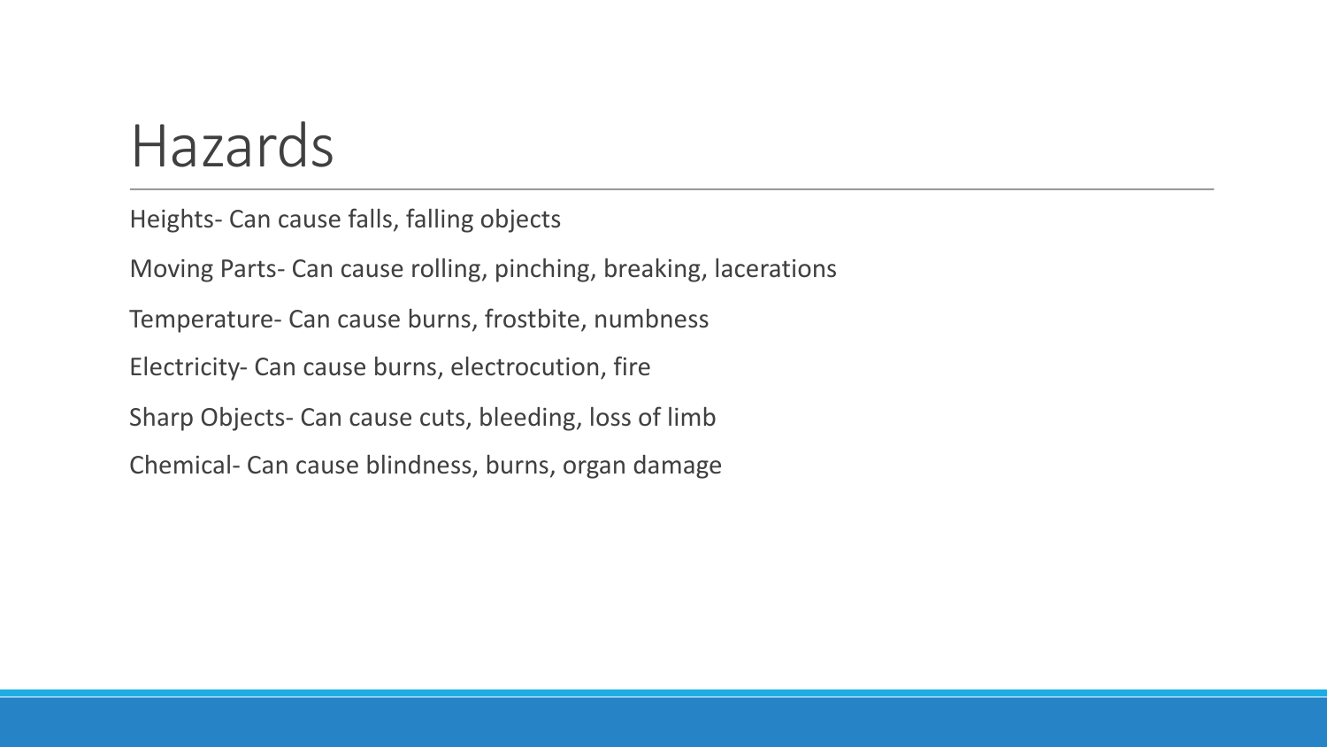# Hazards

Heights- Can cause falls, falling objects

Moving Parts- Can cause rolling, pinching, breaking, lacerations

Temperature- Can cause burns, frostbite, numbness

Electricity- Can cause burns, electrocution, fire

Sharp Objects- Can cause cuts, bleeding, loss of limb

Chemical- Can cause blindness, burns, organ damage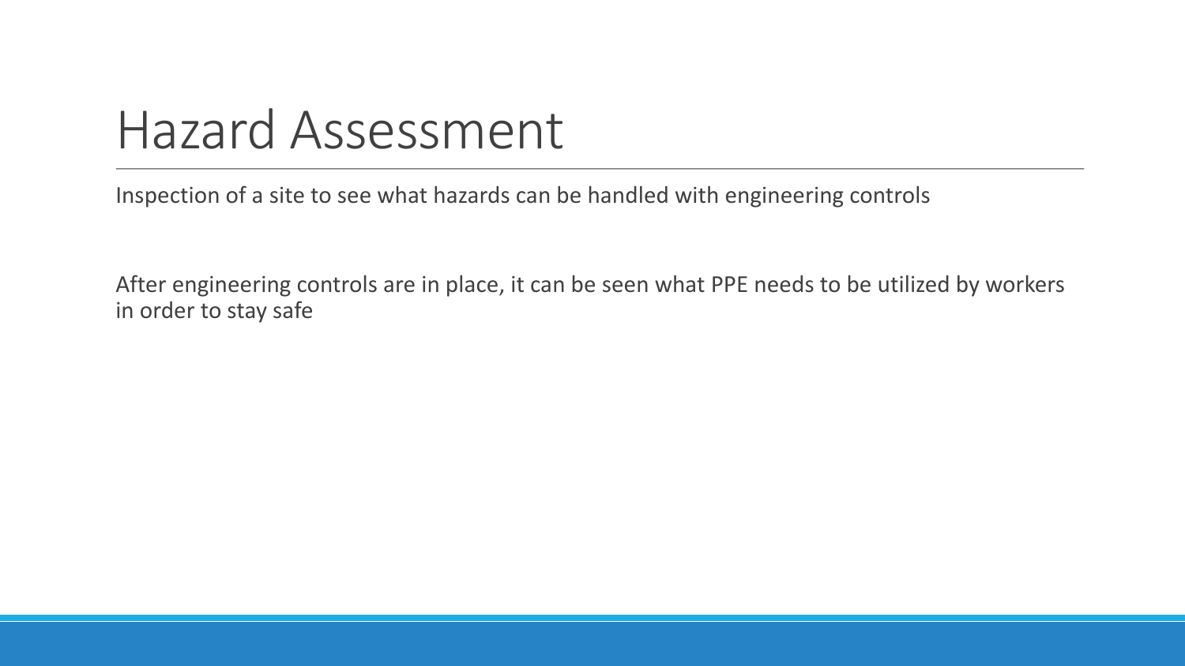# Hazard Assessment

Inspection of a site to see what hazards can be handled with engineering controls

After engineering controls are in place, it can be seen what PPE needs to be utilized by workers in order to stay safe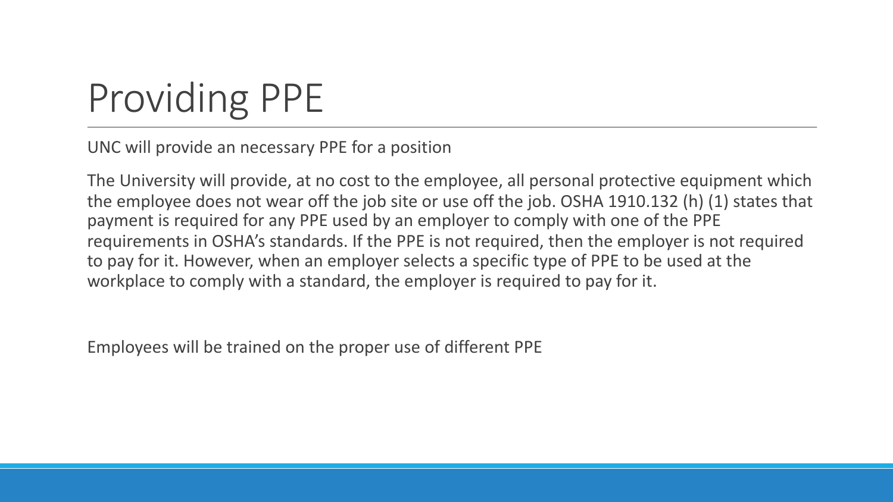# Providing PPE

UNC will provide an necessary PPE for a position

The University will provide, at no cost to the employee, all personal protective equipment which the employee does not wear off the job site or use off the job. OSHA 1910.132 (h) (1) states that payment is required for any PPE used by an employer to comply with one of the PPE requirements in OSHA's standards. If the PPE is not required, then the employer is not required to pay for it. However, when an employer selects a specific type of PPE to be used at the workplace to comply with a standard, the employer is required to pay for it.

Employees will be trained on the proper use of different PPE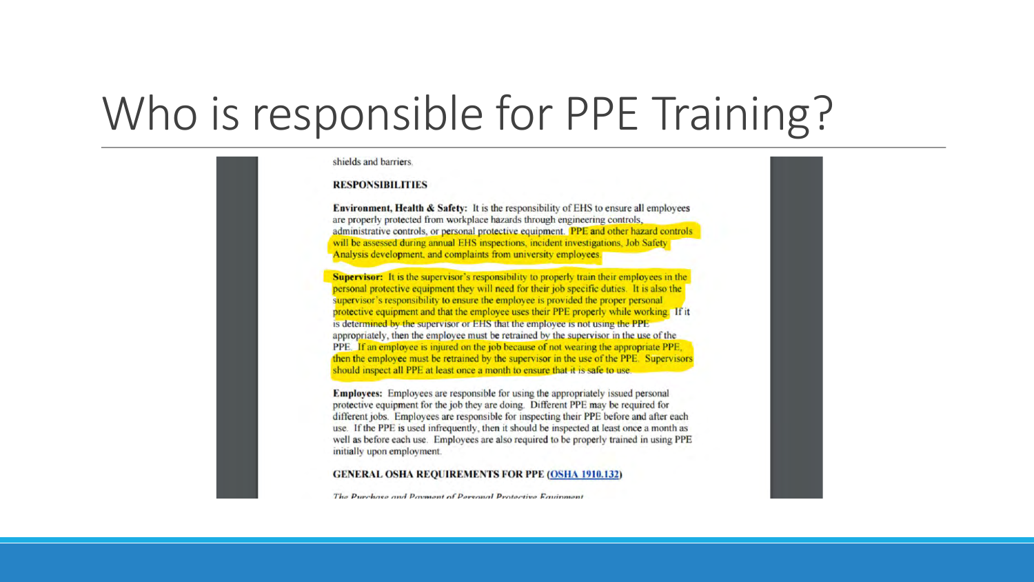# Who is responsible for PPE Training?

shields and barriers.

**RESPONSIBILITIES**

**Environment, Health & Safety:** It is the responsibility of EHS to ensure all employees are properly protected from workplace hazards through engineering controls, administrative controls, or personal protective equipment. PPE and other hazard controls will be assessed during annual EHS inspections, incident investigations, Job Safety Analysis development, and complaints from university employees.

**Supervisor:** It is the supervisor's responsibility to properly train their employees in the personal protective equipment they will need for their job specific duties. It is also the supervisor's responsibility to ensure the employee is provided the proper personal protective equipment and that the employee uses their PPE properly while working. If it is determined by the supervisor or EHS that the employee is not using the PPE appropriately, then the employee must be retrained by the supervisor in the use of the PPE. If an employee is injured on the job because of not wearing the appropriate PPE, then the employee must be retrained by the supervisor in the use of the PPE. Supervisors should inspect all PPE at least once a month to ensure that it is safe to use.

**Employees:** Employees are responsible for using the appropriately issued personal protective equipment for the job they are doing. Different PPE may be required for different jobs. Employees are responsible for inspecting their PPE before and after each use. If the PPE is used infrequently, then it should be inspected at least once a month as well as before each use. Employees are also required to be properly trained in using PPE initially upon employment.

**GENERAL OSHA REQUIREMENTS FOR PPE (OSHA 1910.132)**

*The Purchase and Payment of Personal Protective Equipment*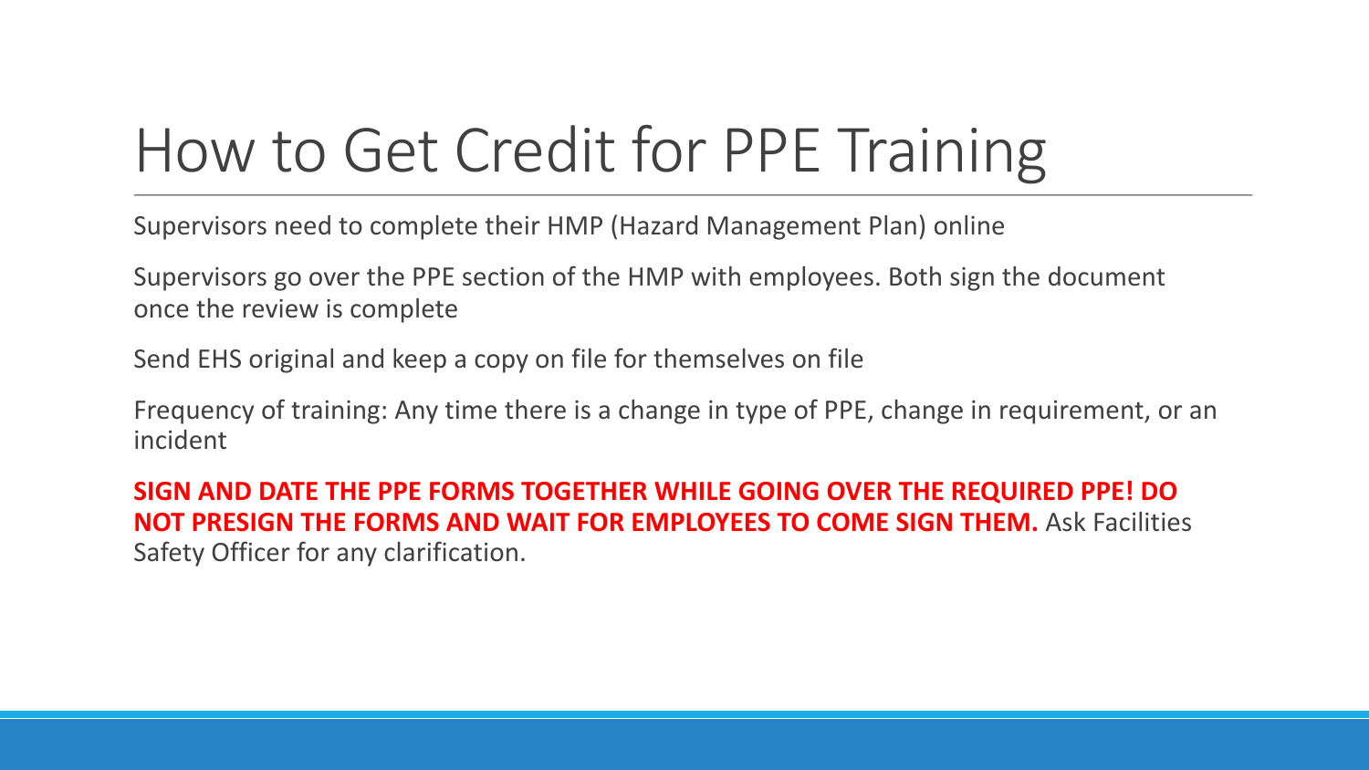# How to Get Credit for PPE Training

Supervisors need to complete their HMP (Hazard Management Plan) online

Supervisors go over the PPE section of the HMP with employees. Both sign the document once the review is complete

Send EHS original and keep a copy on file for themselves on file

Frequency of training: Any time there is a change in type of PPE, change in requirement, or an incident

**SIGN AND DATE THE PPE FORMS TOGETHER WHILE GOING OVER THE REQUIRED PPE! DO NOT PRESIGN THE FORMS AND WAIT FOR EMPLOYEES TO COME SIGN THEM.** Ask Facilities Safety Officer for any clarification.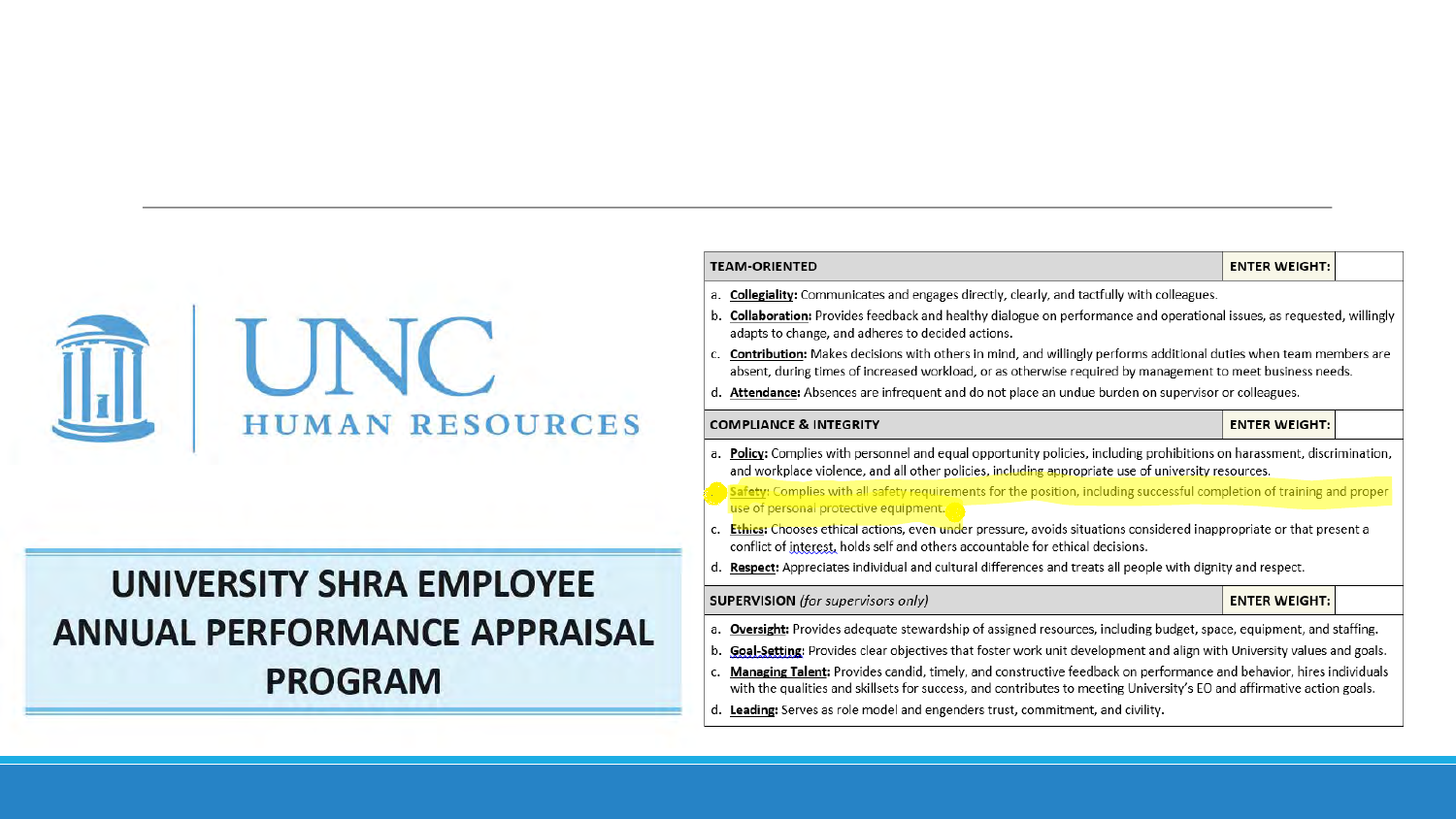UNC HUMAN RESOURCES

# UNIVERSITY SHRA EMPLOYEE ANNUAL PERFORMANCE APPRAISAL PROGRAM

| TEAM-ORIENTED | ENTER WEIGHT: | |
|---|---|---|
| a. **Collegiality:** Communicates and engages directly, clearly, and tactfully with colleagues.<br>b. **Collaboration:** Provides feedback and healthy dialogue on performance and operational issues, as requested, willingly adapts to change, and adheres to decided actions.<br>c. **Contribution:** Makes decisions with others in mind, and willingly performs additional duties when team members are absent, during times of increased workload, or as otherwise required by management to meet business needs.<br>d. **Attendance:** Absences are infrequent and do not place an undue burden on supervisor or colleagues. | | |
| **COMPLIANCE & INTEGRITY** | **ENTER WEIGHT:** | |
| a. **Policy:** Complies with personnel and equal opportunity policies, including prohibitions on harassment, discrimination, and workplace violence, and all other policies, including appropriate use of university resources.<br>b. **Safety:** Complies with all safety requirements for the position, including successful completion of training and proper use of personal protective equipment.<br>c. **Ethics:** Chooses ethical actions, even under pressure, avoids situations considered inappropriate or that present a conflict of interest, holds self and others accountable for ethical decisions.<br>d. **Respect:** Appreciates individual and cultural differences and treats all people with dignity and respect. | | |
| **SUPERVISION** *(for supervisors only)* | **ENTER WEIGHT:** | |
| a. **Oversight:** Provides adequate stewardship of assigned resources, including budget, space, equipment, and staffing.<br>b. **Goal-Setting:** Provides clear objectives that foster work unit development and align with University values and goals.<br>c. **Managing Talent:** Provides candid, timely, and constructive feedback on performance and behavior, hires individuals with the qualities and skillsets for success, and contributes to meeting University's EO and affirmative action goals.<br>d. **Leading:** Serves as role model and engenders trust, commitment, and civility. | | |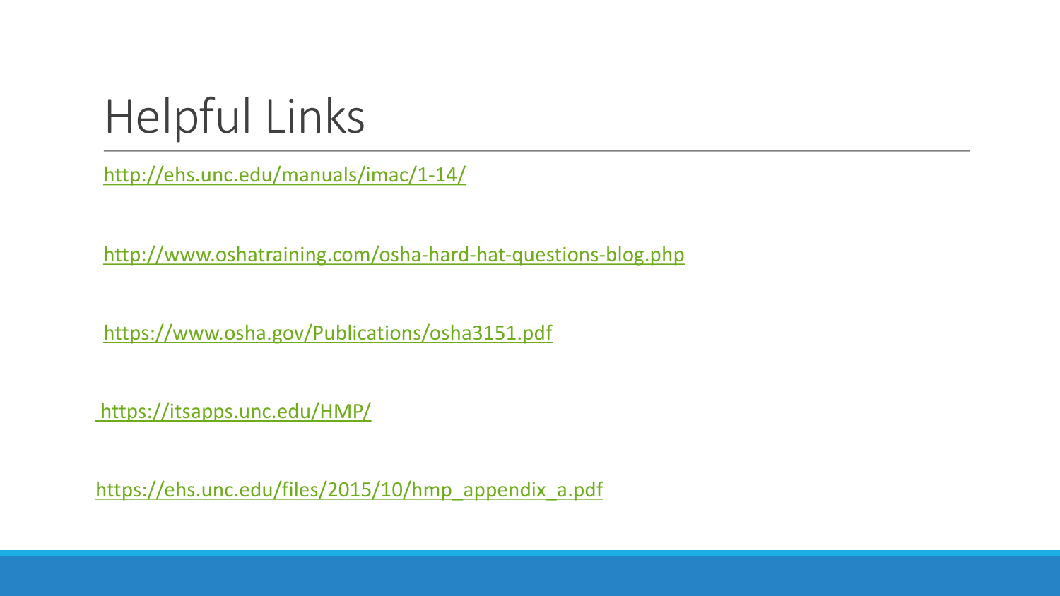# Helpful Links

http://ehs.unc.edu/manuals/imac/1-14/

http://www.oshatraining.com/osha-hard-hat-questions-blog.php

https://www.osha.gov/Publications/osha3151.pdf

https://itsapps.unc.edu/HMP/

https://ehs.unc.edu/files/2015/10/hmp_appendix_a.pdf